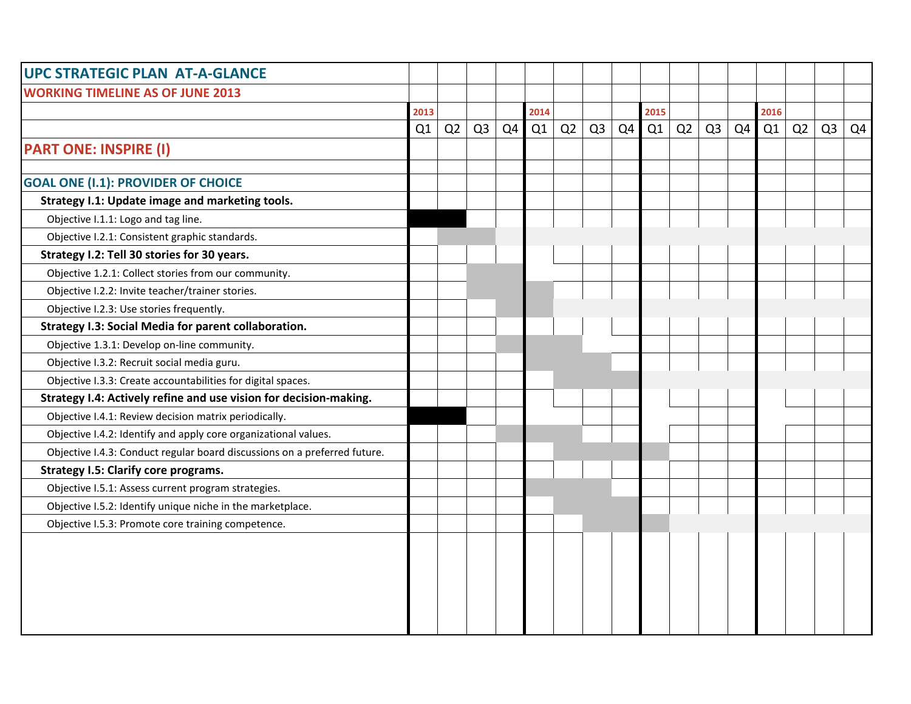# UPC STRATEGIC PLAN AT-A-GLANCE

## WORKING TIMELINE AS OF JUNE 2013

| | 2013 | | | | 2014 | | | | 2015 | | | | 2016 | | | |
|---|---|---|---|---|---|---|---|---|---|---|---|---|---|---|---|---|
| | Q1 | Q2 | Q3 | Q4 | Q1 | Q2 | Q3 | Q4 | Q1 | Q2 | Q3 | Q4 | Q1 | Q2 | Q3 | Q4 |
| **PART ONE: INSPIRE (I)** | | | | | | | | | | | | | | | | |
| | | | | | | | | | | | | | | | | |
| **GOAL ONE (I.1): PROVIDER OF CHOICE** | | | | | | | | | | | | | | | | |
| **Strategy I.1: Update image and marketing tools.** | | | | | | | | | | | | | | | | |
| Objective I.1.1: Logo and tag line. | | | | | | | | | | | | | | | | |
| Objective I.2.1: Consistent graphic standards. | | | | | | | | | | | | | | | | |
| **Strategy I.2: Tell 30 stories for 30 years.** | | | | | | | | | | | | | | | | |
| Objective 1.2.1: Collect stories from our community. | | | | | | | | | | | | | | | | |
| Objective I.2.2: Invite teacher/trainer stories. | | | | | | | | | | | | | | | | |
| Objective I.2.3: Use stories frequently. | | | | | | | | | | | | | | | | |
| **Strategy I.3: Social Media for parent collaboration.** | | | | | | | | | | | | | | | | |
| Objective 1.3.1: Develop on-line community. | | | | | | | | | | | | | | | | |
| Objective I.3.2: Recruit social media guru. | | | | | | | | | | | | | | | | |
| Objective I.3.3: Create accountabilities for digital spaces. | | | | | | | | | | | | | | | | |
| **Strategy I.4: Actively refine and use vision for decision-making.** | | | | | | | | | | | | | | | | |
| Objective I.4.1: Review decision matrix periodically. | | | | | | | | | | | | | | | | |
| Objective I.4.2: Identify and apply core organizational values. | | | | | | | | | | | | | | | | |
| Objective I.4.3: Conduct regular board discussions on a preferred future. | | | | | | | | | | | | | | | | |
| **Strategy I.5: Clarify core programs.** | | | | | | | | | | | | | | | | |
| Objective I.5.1: Assess current program strategies. | | | | | | | | | | | | | | | | |
| Objective I.5.2: Identify unique niche in the marketplace. | | | | | | | | | | | | | | | | |
| Objective I.5.3: Promote core training competence. | | | | | | | | | | | | | | | | |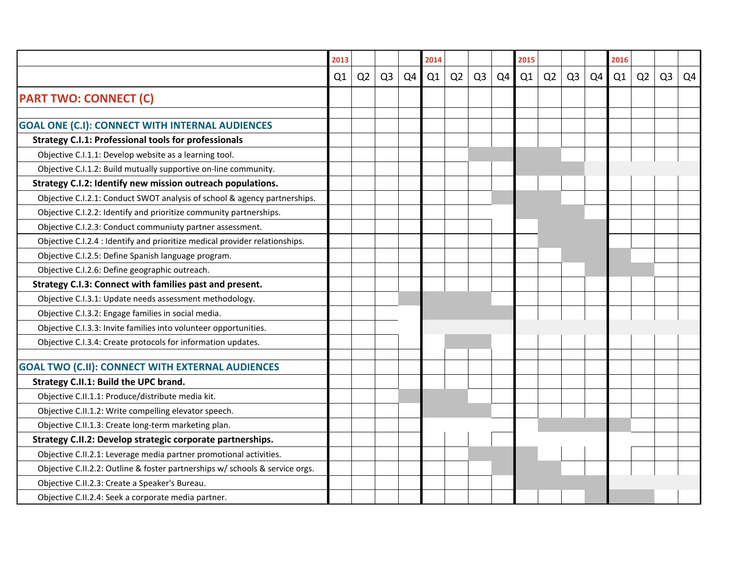| | 2013 | | | | 2014 | | | | 2015 | | | | 2016 | | | |
|---|---|---|---|---|---|---|---|---|---|---|---|---|---|---|---|---|
| | Q1 | Q2 | Q3 | Q4 | Q1 | Q2 | Q3 | Q4 | Q1 | Q2 | Q3 | Q4 | Q1 | Q2 | Q3 | Q4 |
| **PART TWO: CONNECT (C)** | | | | | | | | | | | | | | | | |
| | | | | | | | | | | | | | | | | |
| **GOAL ONE (C.I): CONNECT WITH INTERNAL AUDIENCES** | | | | | | | | | | | | | | | | |
| **Strategy C.I.1: Professional tools for professionals** | | | | | | | | | | | | | | | | |
| Objective C.I.1.1: Develop website as a learning tool. | | | | | | | | | | | | | | | | |
| Objective C.I.1.2: Build mutually supportive on-line community. | | | | | | | | | | | | | | | | |
| **Strategy C.I.2: Identify new mission outreach populations.** | | | | | | | | | | | | | | | | |
| Objective C.I.2.1: Conduct SWOT analysis of school & agency partnerships. | | | | | | | | | | | | | | | | |
| Objective C.I.2.2: Identify and prioritize community partnerships. | | | | | | | | | | | | | | | | |
| Objective C.I.2.3: Conduct communiuty partner assessment. | | | | | | | | | | | | | | | | |
| Objective C.I.2.4 : Identify and prioritize medical provider relationships. | | | | | | | | | | | | | | | | |
| Objective C.I.2.5: Define Spanish language program. | | | | | | | | | | | | | | | | |
| Objective C.I.2.6: Define geographic outreach. | | | | | | | | | | | | | | | | |
| **Strategy C.I.3: Connect with families past and present.** | | | | | | | | | | | | | | | | |
| Objective C.I.3.1: Update needs assessment methodology. | | | | | | | | | | | | | | | | |
| Objective C.I.3.2: Engage families in social media. | | | | | | | | | | | | | | | | |
| Objective C.I.3.3: Invite families into volunteer opportunities. | | | | | | | | | | | | | | | | |
| Objective C.I.3.4: Create protocols for information updates. | | | | | | | | | | | | | | | | |
| | | | | | | | | | | | | | | | | |
| **GOAL TWO (C.II): CONNECT WITH EXTERNAL AUDIENCES** | | | | | | | | | | | | | | | | |
| **Strategy C.II.1: Build the UPC brand.** | | | | | | | | | | | | | | | | |
| Objective C.II.1.1: Produce/distribute media kit. | | | | | | | | | | | | | | | | |
| Objective C.II.1.2: Write compelling elevator speech. | | | | | | | | | | | | | | | | |
| Objective C.II.1.3: Create long-term marketing plan. | | | | | | | | | | | | | | | | |
| **Strategy C.II.2: Develop strategic corporate partnerships.** | | | | | | | | | | | | | | | | |
| Objective C.II.2.1: Leverage media partner promotional activities. | | | | | | | | | | | | | | | | |
| Objective C.II.2.2: Outline & foster partnerships w/ schools & service orgs. | | | | | | | | | | | | | | | | |
| Objective C.II.2.3: Create a Speaker's Bureau. | | | | | | | | | | | | | | | | |
| Objective C.II.2.4: Seek a corporate media partner. | | | | | | | | | | | | | | | | |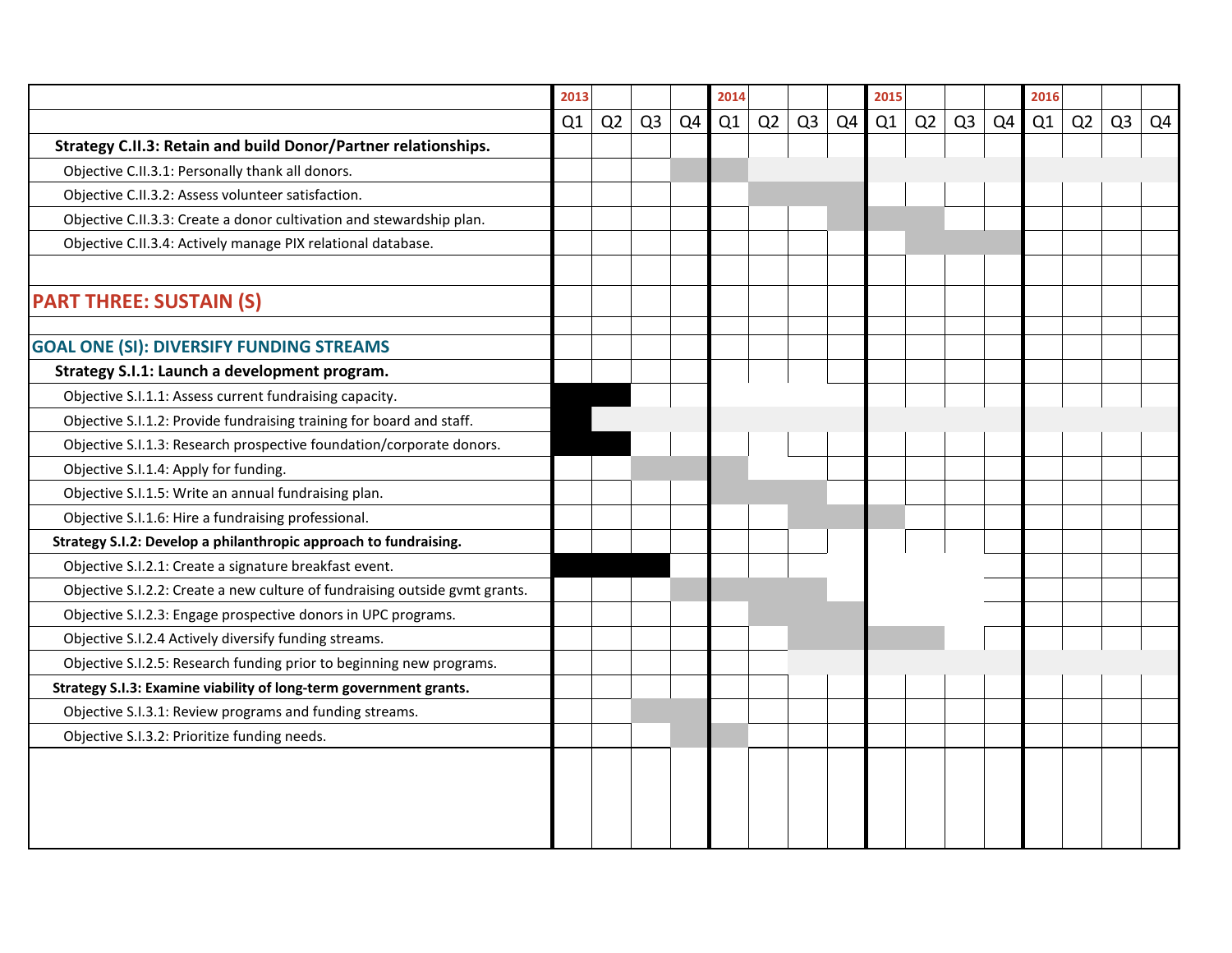| | 2013 | | | | 2014 | | | | 2015 | | | | 2016 | | | |
|---|---|---|---|---|---|---|---|---|---|---|---|---|---|---|---|---|
| | Q1 | Q2 | Q3 | Q4 | Q1 | Q2 | Q3 | Q4 | Q1 | Q2 | Q3 | Q4 | Q1 | Q2 | Q3 | Q4 |
| **Strategy C.II.3: Retain and build Donor/Partner relationships.** | | | | | | | | | | | | | | | | |
| Objective C.II.3.1: Personally thank all donors. | | | | | | | | | | | | | | | | |
| Objective C.II.3.2: Assess volunteer satisfaction. | | | | | | | | | | | | | | | | |
| Objective C.II.3.3: Create a donor cultivation and stewardship plan. | | | | | | | | | | | | | | | | |
| Objective C.II.3.4: Actively manage PIX relational database. | | | | | | | | | | | | | | | | |
| | | | | | | | | | | | | | | | | |
| **PART THREE: SUSTAIN (S)** | | | | | | | | | | | | | | | | |
| | | | | | | | | | | | | | | | | |
| **GOAL ONE (SI): DIVERSIFY FUNDING STREAMS** | | | | | | | | | | | | | | | | |
| **Strategy S.I.1: Launch a development program.** | | | | | | | | | | | | | | | | |
| Objective S.I.1.1: Assess current fundraising capacity. | | | | | | | | | | | | | | | | |
| Objective S.I.1.2: Provide fundraising training for board and staff. | | | | | | | | | | | | | | | | |
| Objective S.I.1.3: Research prospective foundation/corporate donors. | | | | | | | | | | | | | | | | |
| Objective S.I.1.4: Apply for funding. | | | | | | | | | | | | | | | | |
| Objective S.I.1.5: Write an annual fundraising plan. | | | | | | | | | | | | | | | | |
| Objective S.I.1.6: Hire a fundraising professional. | | | | | | | | | | | | | | | | |
| **Strategy S.I.2: Develop a philanthropic approach to fundraising.** | | | | | | | | | | | | | | | | |
| Objective S.I.2.1: Create a signature breakfast event. | | | | | | | | | | | | | | | | |
| Objective S.I.2.2: Create a new culture of fundraising outside gvmt grants. | | | | | | | | | | | | | | | | |
| Objective S.I.2.3: Engage prospective donors in UPC programs. | | | | | | | | | | | | | | | | |
| Objective S.I.2.4 Actively diversify funding streams. | | | | | | | | | | | | | | | | |
| Objective S.I.2.5: Research funding prior to beginning new programs. | | | | | | | | | | | | | | | | |
| **Strategy S.I.3: Examine viability of long-term government grants.** | | | | | | | | | | | | | | | | |
| Objective S.I.3.1: Review programs and funding streams. | | | | | | | | | | | | | | | | |
| Objective S.I.3.2: Prioritize funding needs. | | | | | | | | | | | | | | | | |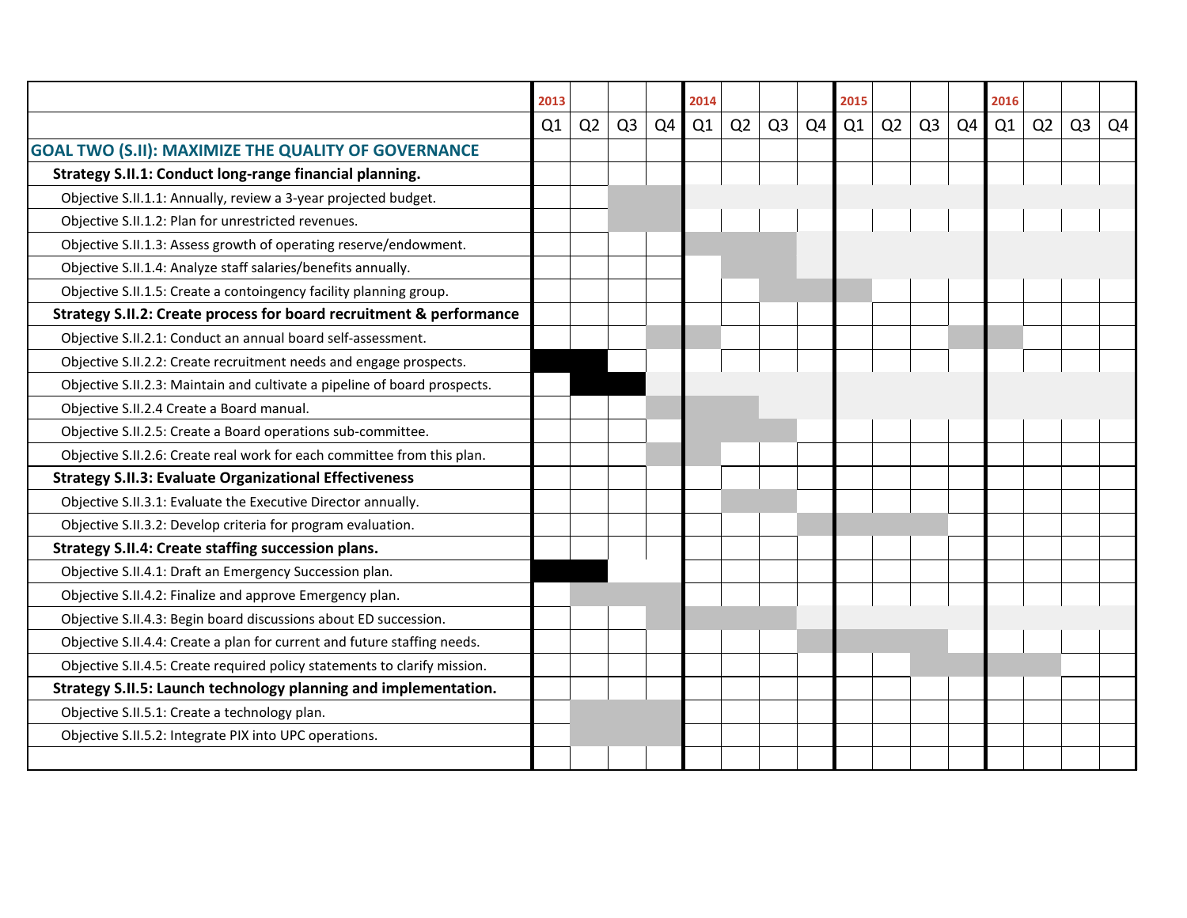| | 2013 | | | | 2014 | | | | 2015 | | | | 2016 | | | |
|---|---|---|---|---|---|---|---|---|---|---|---|---|---|---|---|---|
| | Q1 | Q2 | Q3 | Q4 | Q1 | Q2 | Q3 | Q4 | Q1 | Q2 | Q3 | Q4 | Q1 | Q2 | Q3 | Q4 |
| **GOAL TWO (S.II): MAXIMIZE THE QUALITY OF GOVERNANCE** | | | | | | | | | | | | | | | | |
| **Strategy S.II.1: Conduct long-range financial planning.** | | | | | | | | | | | | | | | | |
| Objective S.II.1.1: Annually, review a 3-year projected budget. | | | | | | | | | | | | | | | | |
| Objective S.II.1.2: Plan for unrestricted revenues. | | | | | | | | | | | | | | | | |
| Objective S.II.1.3: Assess growth of operating reserve/endowment. | | | | | | | | | | | | | | | | |
| Objective S.II.1.4: Analyze staff salaries/benefits annually. | | | | | | | | | | | | | | | | |
| Objective S.II.1.5: Create a contoingency facility planning group. | | | | | | | | | | | | | | | | |
| **Strategy S.II.2: Create process for board recruitment & performance** | | | | | | | | | | | | | | | | |
| Objective S.II.2.1: Conduct an annual board self-assessment. | | | | | | | | | | | | | | | | |
| Objective S.II.2.2: Create recruitment needs and engage prospects. | | | | | | | | | | | | | | | | |
| Objective S.II.2.3: Maintain and cultivate a pipeline of board prospects. | | | | | | | | | | | | | | | | |
| Objective S.II.2.4 Create a Board manual. | | | | | | | | | | | | | | | | |
| Objective S.II.2.5: Create a Board operations sub-committee. | | | | | | | | | | | | | | | | |
| Objective S.II.2.6: Create real work for each committee from this plan. | | | | | | | | | | | | | | | | |
| **Strategy S.II.3: Evaluate Organizational Effectiveness** | | | | | | | | | | | | | | | | |
| Objective S.II.3.1: Evaluate the Executive Director annually. | | | | | | | | | | | | | | | | |
| Objective S.II.3.2: Develop criteria for program evaluation. | | | | | | | | | | | | | | | | |
| **Strategy S.II.4: Create staffing succession plans.** | | | | | | | | | | | | | | | | |
| Objective S.II.4.1: Draft an Emergency Succession plan. | | | | | | | | | | | | | | | | |
| Objective S.II.4.2: Finalize and approve Emergency plan. | | | | | | | | | | | | | | | | |
| Objective S.II.4.3: Begin board discussions about ED succession. | | | | | | | | | | | | | | | | |
| Objective S.II.4.4: Create a plan for current and future staffing needs. | | | | | | | | | | | | | | | | |
| Objective S.II.4.5: Create required policy statements to clarify mission. | | | | | | | | | | | | | | | | |
| **Strategy S.II.5: Launch technology planning and implementation.** | | | | | | | | | | | | | | | | |
| Objective S.II.5.1: Create a technology plan. | | | | | | | | | | | | | | | | |
| Objective S.II.5.2: Integrate PIX into UPC operations. | | | | | | | | | | | | | | | | |